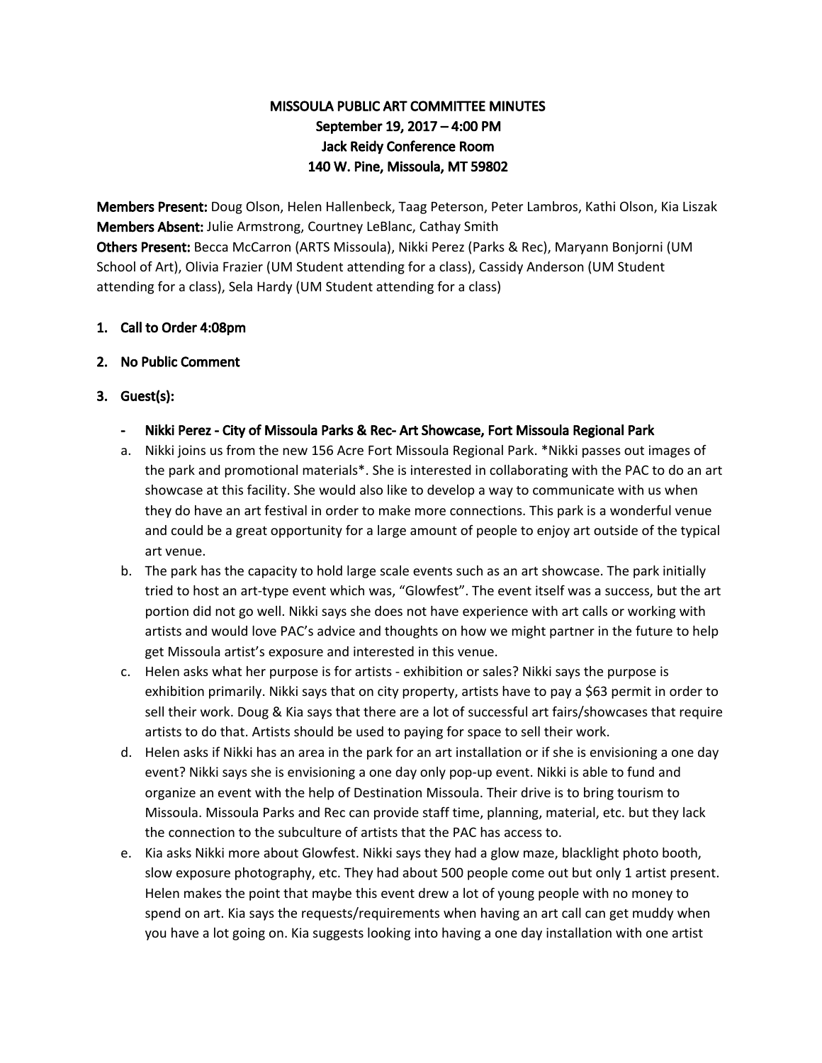**MISSOULA PUBLIC ART COMMITTEE MINUTES**
**September 19, 2017 – 4:00 PM**
**Jack Reidy Conference Room**
**140 W. Pine, Missoula, MT 59802**

**Members Present:** Doug Olson, Helen Hallenbeck, Taag Peterson, Peter Lambros, Kathi Olson, Kia Liszak
**Members Absent:** Julie Armstrong, Courtney LeBlanc, Cathay Smith
**Others Present:** Becca McCarron (ARTS Missoula), Nikki Perez (Parks & Rec), Maryann Bonjorni (UM School of Art), Olivia Frazier (UM Student attending for a class), Cassidy Anderson (UM Student attending for a class), Sela Hardy (UM Student attending for a class)

1. **Call to Order 4:08pm**

2. **No Public Comment**

3. **Guest(s):**

   - **Nikki Perez - City of Missoula Parks & Rec- Art Showcase, Fort Missoula Regional Park**

   a. Nikki joins us from the new 156 Acre Fort Missoula Regional Park. *Nikki passes out images of the park and promotional materials*. She is interested in collaborating with the PAC to do an art showcase at this facility. She would also like to develop a way to communicate with us when they do have an art festival in order to make more connections. This park is a wonderful venue and could be a great opportunity for a large amount of people to enjoy art outside of the typical art venue.

   b. The park has the capacity to hold large scale events such as an art showcase. The park initially tried to host an art-type event which was, "Glowfest". The event itself was a success, but the art portion did not go well. Nikki says she does not have experience with art calls or working with artists and would love PAC's advice and thoughts on how we might partner in the future to help get Missoula artist's exposure and interested in this venue.

   c. Helen asks what her purpose is for artists - exhibition or sales? Nikki says the purpose is exhibition primarily. Nikki says that on city property, artists have to pay a $63 permit in order to sell their work. Doug & Kia says that there are a lot of successful art fairs/showcases that require artists to do that. Artists should be used to paying for space to sell their work.

   d. Helen asks if Nikki has an area in the park for an art installation or if she is envisioning a one day event? Nikki says she is envisioning a one day only pop-up event. Nikki is able to fund and organize an event with the help of Destination Missoula. Their drive is to bring tourism to Missoula. Missoula Parks and Rec can provide staff time, planning, material, etc. but they lack the connection to the subculture of artists that the PAC has access to.

   e. Kia asks Nikki more about Glowfest. Nikki says they had a glow maze, blacklight photo booth, slow exposure photography, etc. They had about 500 people come out but only 1 artist present. Helen makes the point that maybe this event drew a lot of young people with no money to spend on art. Kia says the requests/requirements when having an art call can get muddy when you have a lot going on. Kia suggests looking into having a one day installation with one artist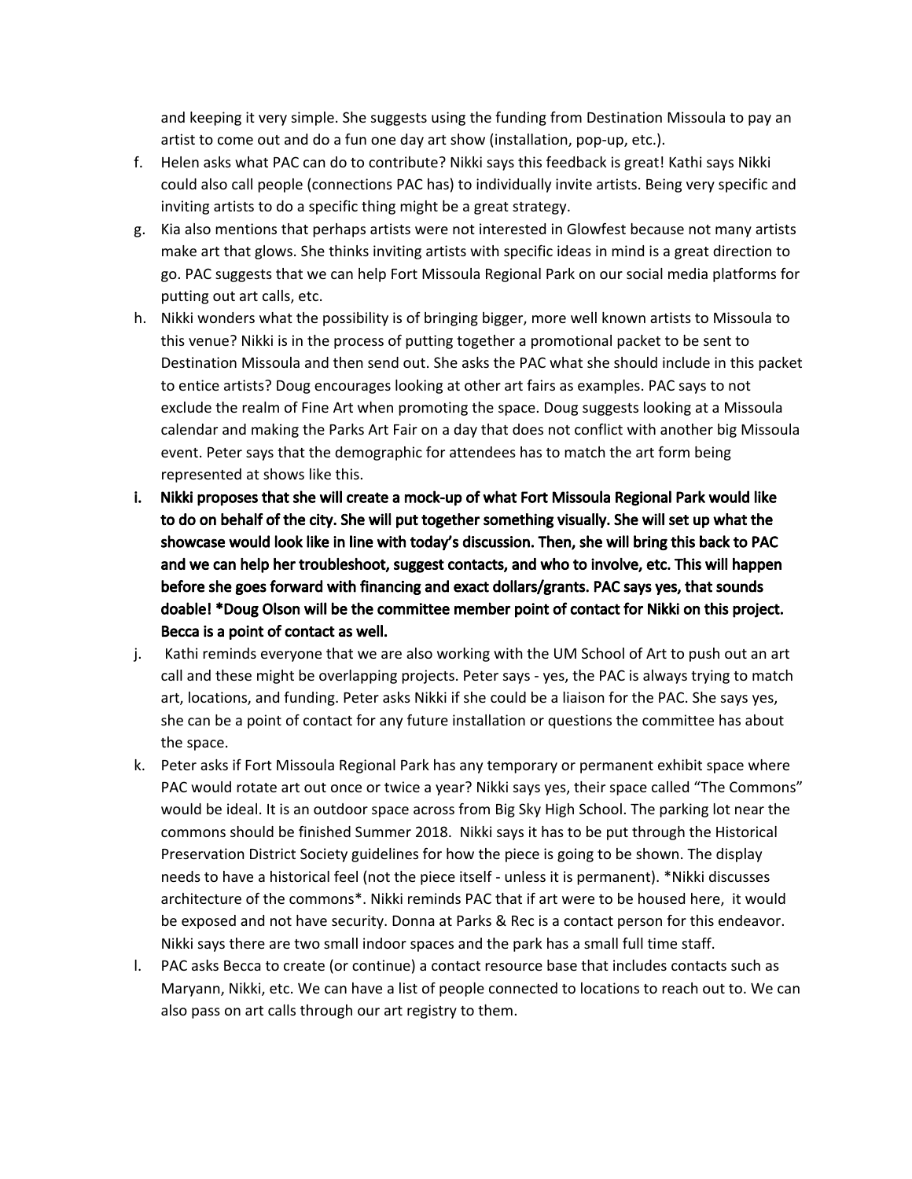and keeping it very simple. She suggests using the funding from Destination Missoula to pay an artist to come out and do a fun one day art show (installation, pop-up, etc.).

f. Helen asks what PAC can do to contribute? Nikki says this feedback is great! Kathi says Nikki could also call people (connections PAC has) to individually invite artists. Being very specific and inviting artists to do a specific thing might be a great strategy.

g. Kia also mentions that perhaps artists were not interested in Glowfest because not many artists make art that glows. She thinks inviting artists with specific ideas in mind is a great direction to go. PAC suggests that we can help Fort Missoula Regional Park on our social media platforms for putting out art calls, etc.

h. Nikki wonders what the possibility is of bringing bigger, more well known artists to Missoula to this venue? Nikki is in the process of putting together a promotional packet to be sent to Destination Missoula and then send out. She asks the PAC what she should include in this packet to entice artists? Doug encourages looking at other art fairs as examples. PAC says to not exclude the realm of Fine Art when promoting the space. Doug suggests looking at a Missoula calendar and making the Parks Art Fair on a day that does not conflict with another big Missoula event. Peter says that the demographic for attendees has to match the art form being represented at shows like this.

**i. Nikki proposes that she will create a mock-up of what Fort Missoula Regional Park would like to do on behalf of the city. She will put together something visually. She will set up what the showcase would look like in line with today's discussion. Then, she will bring this back to PAC and we can help her troubleshoot, suggest contacts, and who to involve, etc. This will happen before she goes forward with financing and exact dollars/grants. PAC says yes, that sounds doable! *Doug Olson will be the committee member point of contact for Nikki on this project. Becca is a point of contact as well.**

j. Kathi reminds everyone that we are also working with the UM School of Art to push out an art call and these might be overlapping projects. Peter says - yes, the PAC is always trying to match art, locations, and funding. Peter asks Nikki if she could be a liaison for the PAC. She says yes, she can be a point of contact for any future installation or questions the committee has about the space.

k. Peter asks if Fort Missoula Regional Park has any temporary or permanent exhibit space where PAC would rotate art out once or twice a year? Nikki says yes, their space called "The Commons" would be ideal. It is an outdoor space across from Big Sky High School. The parking lot near the commons should be finished Summer 2018. Nikki says it has to be put through the Historical Preservation District Society guidelines for how the piece is going to be shown. The display needs to have a historical feel (not the piece itself - unless it is permanent). *Nikki discusses architecture of the commons*. Nikki reminds PAC that if art were to be housed here, it would be exposed and not have security. Donna at Parks & Rec is a contact person for this endeavor. Nikki says there are two small indoor spaces and the park has a small full time staff.

l. PAC asks Becca to create (or continue) a contact resource base that includes contacts such as Maryann, Nikki, etc. We can have a list of people connected to locations to reach out to. We can also pass on art calls through our art registry to them.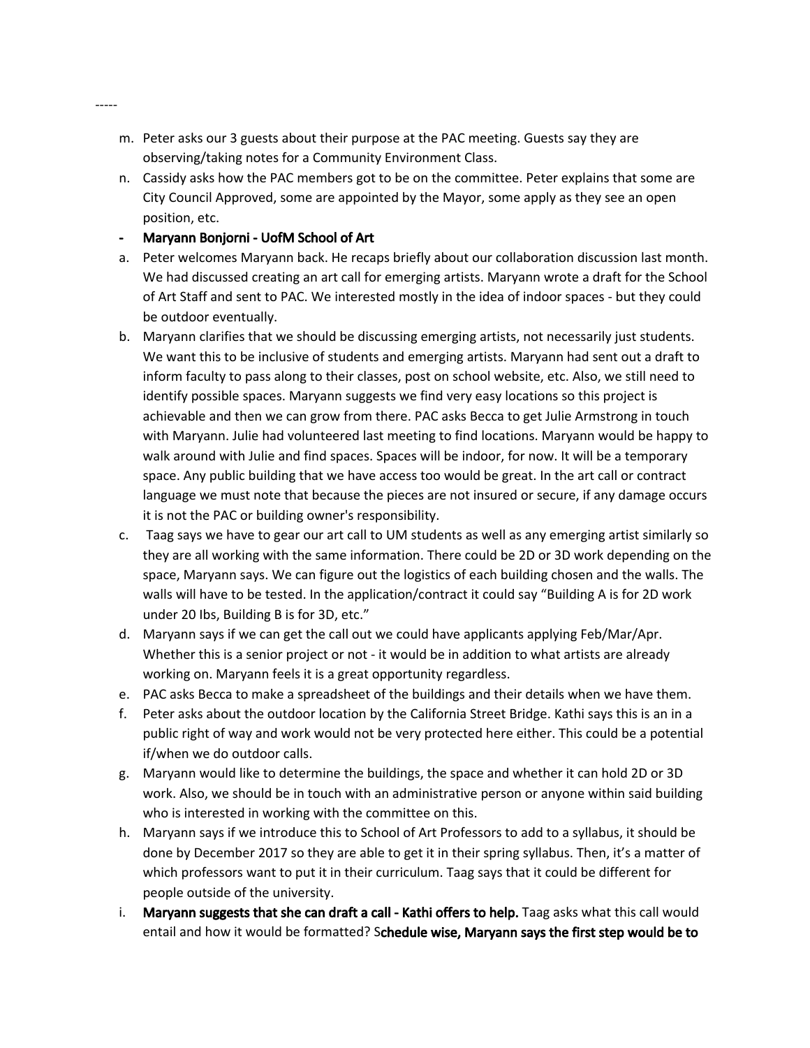-----

m. Peter asks our 3 guests about their purpose at the PAC meeting. Guests say they are observing/taking notes for a Community Environment Class.
n. Cassidy asks how the PAC members got to be on the committee. Peter explains that some are City Council Approved, some are appointed by the Mayor, some apply as they see an open position, etc.

- **Maryann Bonjorni - UofM School of Art**

a. Peter welcomes Maryann back. He recaps briefly about our collaboration discussion last month. We had discussed creating an art call for emerging artists. Maryann wrote a draft for the School of Art Staff and sent to PAC. We interested mostly in the idea of indoor spaces - but they could be outdoor eventually.
b. Maryann clarifies that we should be discussing emerging artists, not necessarily just students. We want this to be inclusive of students and emerging artists. Maryann had sent out a draft to inform faculty to pass along to their classes, post on school website, etc. Also, we still need to identify possible spaces. Maryann suggests we find very easy locations so this project is achievable and then we can grow from there. PAC asks Becca to get Julie Armstrong in touch with Maryann. Julie had volunteered last meeting to find locations. Maryann would be happy to walk around with Julie and find spaces. Spaces will be indoor, for now. It will be a temporary space. Any public building that we have access too would be great. In the art call or contract language we must note that because the pieces are not insured or secure, if any damage occurs it is not the PAC or building owner's responsibility.
c. Taag says we have to gear our art call to UM students as well as any emerging artist similarly so they are all working with the same information. There could be 2D or 3D work depending on the space, Maryann says. We can figure out the logistics of each building chosen and the walls. The walls will have to be tested. In the application/contract it could say "Building A is for 2D work under 20 lbs, Building B is for 3D, etc."
d. Maryann says if we can get the call out we could have applicants applying Feb/Mar/Apr. Whether this is a senior project or not - it would be in addition to what artists are already working on. Maryann feels it is a great opportunity regardless.
e. PAC asks Becca to make a spreadsheet of the buildings and their details when we have them.
f. Peter asks about the outdoor location by the California Street Bridge. Kathi says this is an in a public right of way and work would not be very protected here either. This could be a potential if/when we do outdoor calls.
g. Maryann would like to determine the buildings, the space and whether it can hold 2D or 3D work. Also, we should be in touch with an administrative person or anyone within said building who is interested in working with the committee on this.
h. Maryann says if we introduce this to School of Art Professors to add to a syllabus, it should be done by December 2017 so they are able to get it in their spring syllabus. Then, it's a matter of which professors want to put it in their curriculum. Taag says that it could be different for people outside of the university.
i. **Maryann suggests that she can draft a call - Kathi offers to help.** Taag asks what this call would entail and how it would be formatted? S**chedule wise, Maryann says the first step would be to**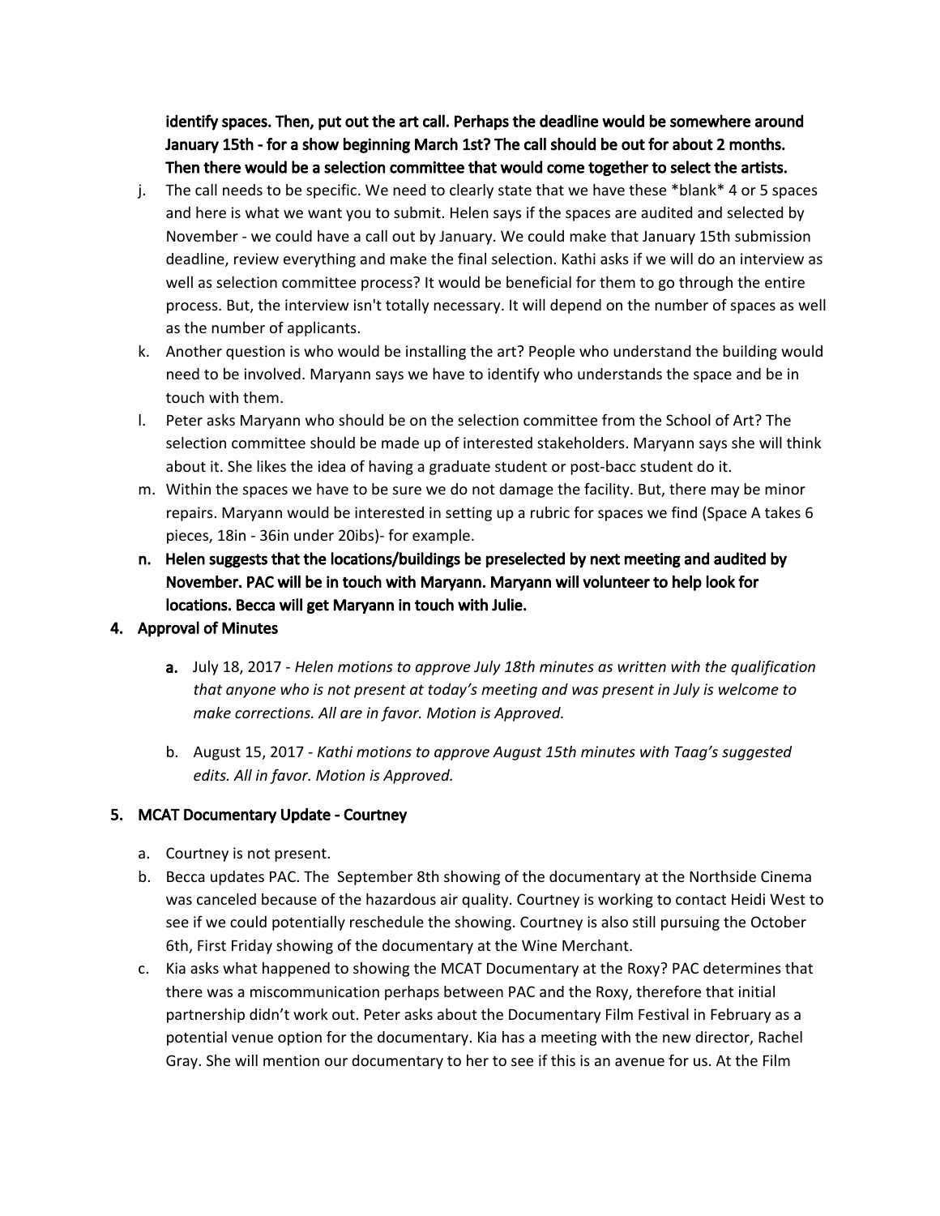**identify spaces. Then, put out the art call. Perhaps the deadline would be somewhere around January 15th - for a show beginning March 1st? The call should be out for about 2 months. Then there would be a selection committee that would come together to select the artists.**

j. The call needs to be specific. We need to clearly state that we have these *blank* 4 or 5 spaces and here is what we want you to submit. Helen says if the spaces are audited and selected by November - we could have a call out by January. We could make that January 15th submission deadline, review everything and make the final selection. Kathi asks if we will do an interview as well as selection committee process? It would be beneficial for them to go through the entire process. But, the interview isn't totally necessary. It will depend on the number of spaces as well as the number of applicants.
k. Another question is who would be installing the art? People who understand the building would need to be involved. Maryann says we have to identify who understands the space and be in touch with them.
l. Peter asks Maryann who should be on the selection committee from the School of Art? The selection committee should be made up of interested stakeholders. Maryann says she will think about it. She likes the idea of having a graduate student or post-bacc student do it.
m. Within the spaces we have to be sure we do not damage the facility. But, there may be minor repairs. Maryann would be interested in setting up a rubric for spaces we find (Space A takes 6 pieces, 18in - 36in under 20ibs)- for example.
n. **Helen suggests that the locations/buildings be preselected by next meeting and audited by November. PAC will be in touch with Maryann. Maryann will volunteer to help look for locations. Becca will get Maryann in touch with Julie.**

## 4. Approval of Minutes

a. July 18, 2017 - *Helen motions to approve July 18th minutes as written with the qualification that anyone who is not present at today's meeting and was present in July is welcome to make corrections. All are in favor. Motion is Approved.*

b. August 15, 2017 - *Kathi motions to approve August 15th minutes with Taag's suggested edits. All in favor. Motion is Approved.*

## 5. MCAT Documentary Update - Courtney

a. Courtney is not present.
b. Becca updates PAC. The September 8th showing of the documentary at the Northside Cinema was canceled because of the hazardous air quality. Courtney is working to contact Heidi West to see if we could potentially reschedule the showing. Courtney is also still pursuing the October 6th, First Friday showing of the documentary at the Wine Merchant.
c. Kia asks what happened to showing the MCAT Documentary at the Roxy? PAC determines that there was a miscommunication perhaps between PAC and the Roxy, therefore that initial partnership didn't work out. Peter asks about the Documentary Film Festival in February as a potential venue option for the documentary. Kia has a meeting with the new director, Rachel Gray. She will mention our documentary to her to see if this is an avenue for us. At the Film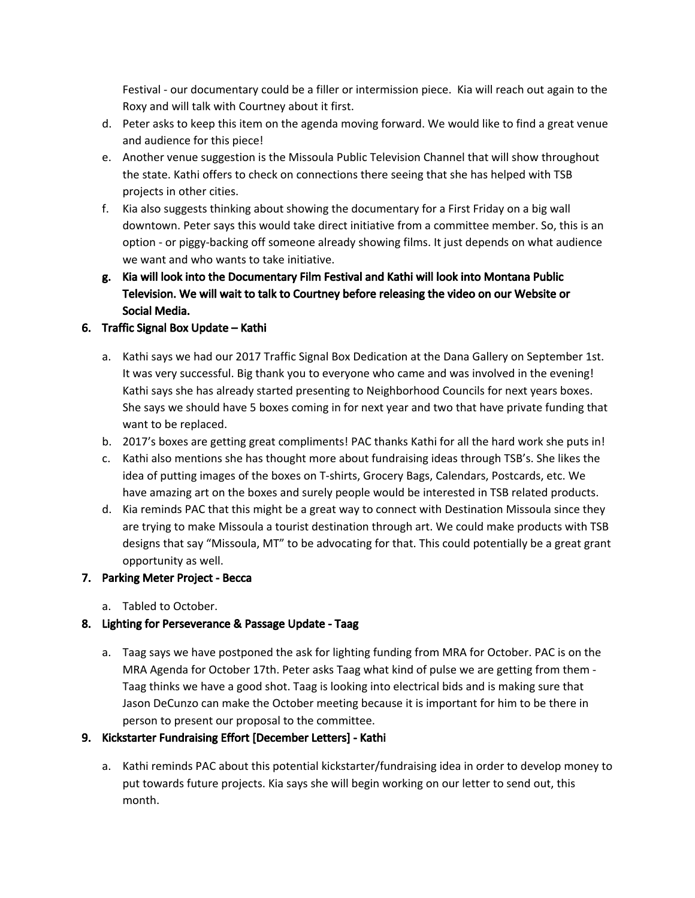Festival - our documentary could be a filler or intermission piece. Kia will reach out again to the Roxy and will talk with Courtney about it first.

d. Peter asks to keep this item on the agenda moving forward. We would like to find a great venue and audience for this piece!

e. Another venue suggestion is the Missoula Public Television Channel that will show throughout the state. Kathi offers to check on connections there seeing that she has helped with TSB projects in other cities.

f. Kia also suggests thinking about showing the documentary for a First Friday on a big wall downtown. Peter says this would take direct initiative from a committee member. So, this is an option - or piggy-backing off someone already showing films. It just depends on what audience we want and who wants to take initiative.

**g. Kia will look into the Documentary Film Festival and Kathi will look into Montana Public Television. We will wait to talk to Courtney before releasing the video on our Website or Social Media.**

**6. Traffic Signal Box Update – Kathi**

a. Kathi says we had our 2017 Traffic Signal Box Dedication at the Dana Gallery on September 1st. It was very successful. Big thank you to everyone who came and was involved in the evening! Kathi says she has already started presenting to Neighborhood Councils for next years boxes. She says we should have 5 boxes coming in for next year and two that have private funding that want to be replaced.

b. 2017's boxes are getting great compliments! PAC thanks Kathi for all the hard work she puts in!

c. Kathi also mentions she has thought more about fundraising ideas through TSB's. She likes the idea of putting images of the boxes on T-shirts, Grocery Bags, Calendars, Postcards, etc. We have amazing art on the boxes and surely people would be interested in TSB related products.

d. Kia reminds PAC that this might be a great way to connect with Destination Missoula since they are trying to make Missoula a tourist destination through art. We could make products with TSB designs that say "Missoula, MT" to be advocating for that. This could potentially be a great grant opportunity as well.

**7. Parking Meter Project - Becca**

a. Tabled to October.

**8. Lighting for Perseverance & Passage Update - Taag**

a. Taag says we have postponed the ask for lighting funding from MRA for October. PAC is on the MRA Agenda for October 17th. Peter asks Taag what kind of pulse we are getting from them - Taag thinks we have a good shot. Taag is looking into electrical bids and is making sure that Jason DeCunzo can make the October meeting because it is important for him to be there in person to present our proposal to the committee.

**9. Kickstarter Fundraising Effort [December Letters] - Kathi**

a. Kathi reminds PAC about this potential kickstarter/fundraising idea in order to develop money to put towards future projects. Kia says she will begin working on our letter to send out, this month.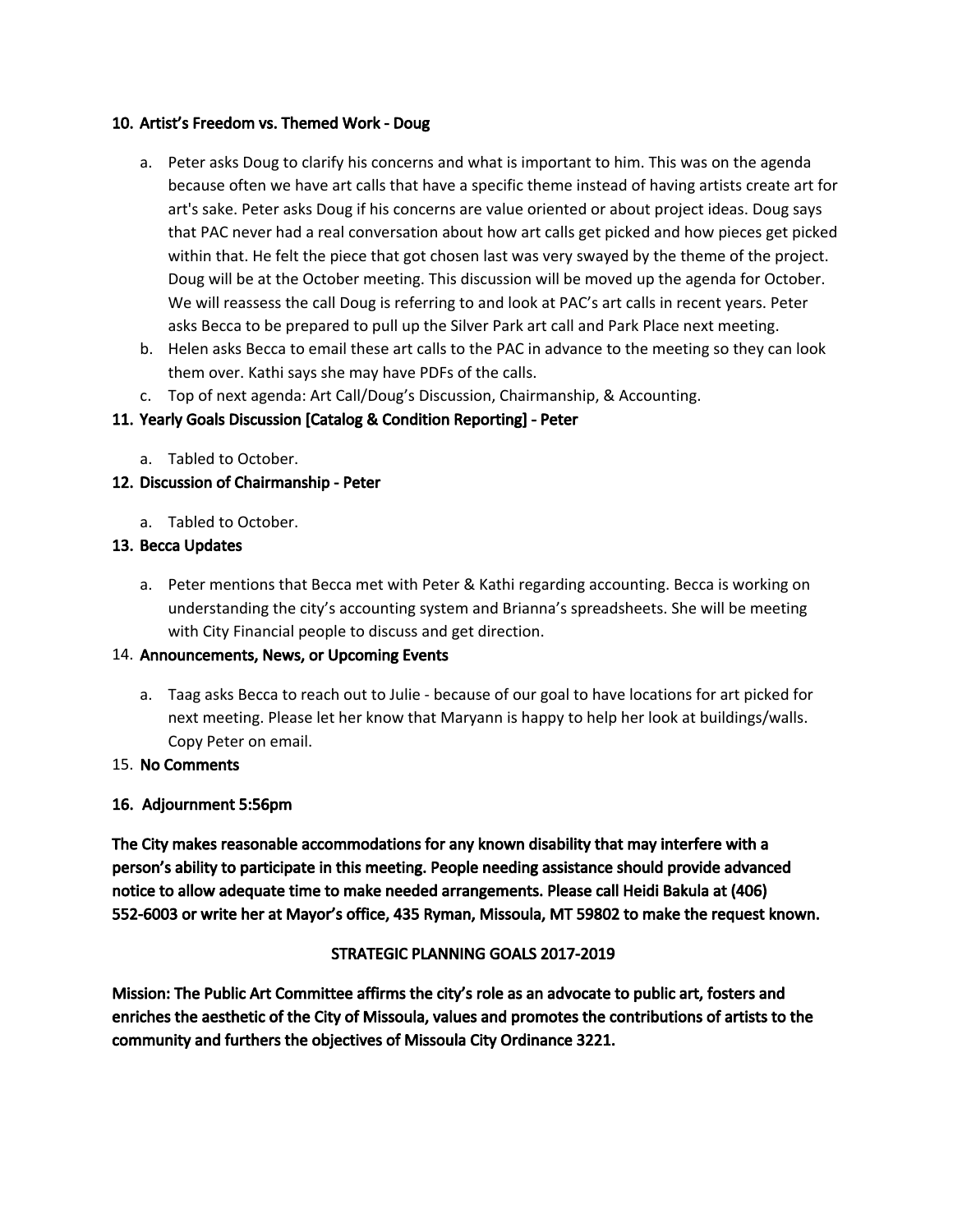**10. Artist's Freedom vs. Themed Work - Doug**

a. Peter asks Doug to clarify his concerns and what is important to him. This was on the agenda because often we have art calls that have a specific theme instead of having artists create art for art's sake. Peter asks Doug if his concerns are value oriented or about project ideas. Doug says that PAC never had a real conversation about how art calls get picked and how pieces get picked within that. He felt the piece that got chosen last was very swayed by the theme of the project. Doug will be at the October meeting. This discussion will be moved up the agenda for October. We will reassess the call Doug is referring to and look at PAC's art calls in recent years. Peter asks Becca to be prepared to pull up the Silver Park art call and Park Place next meeting.

b. Helen asks Becca to email these art calls to the PAC in advance to the meeting so they can look them over. Kathi says she may have PDFs of the calls.

c. Top of next agenda: Art Call/Doug's Discussion, Chairmanship, & Accounting.

**11. Yearly Goals Discussion [Catalog & Condition Reporting] - Peter**

a. Tabled to October.

**12. Discussion of Chairmanship - Peter**

a. Tabled to October.

**13. Becca Updates**

a. Peter mentions that Becca met with Peter & Kathi regarding accounting. Becca is working on understanding the city's accounting system and Brianna's spreadsheets. She will be meeting with City Financial people to discuss and get direction.

14. **Announcements, News, or Upcoming Events**

a. Taag asks Becca to reach out to Julie - because of our goal to have locations for art picked for next meeting. Please let her know that Maryann is happy to help her look at buildings/walls. Copy Peter on email.

15. **No Comments**

**16. Adjournment 5:56pm**

**The City makes reasonable accommodations for any known disability that may interfere with a person's ability to participate in this meeting. People needing assistance should provide advanced notice to allow adequate time to make needed arrangements. Please call Heidi Bakula at (406) 552-6003 or write her at Mayor's office, 435 Ryman, Missoula, MT 59802 to make the request known.**

**STRATEGIC PLANNING GOALS 2017-2019**

**Mission: The Public Art Committee affirms the city's role as an advocate to public art, fosters and enriches the aesthetic of the City of Missoula, values and promotes the contributions of artists to the community and furthers the objectives of Missoula City Ordinance 3221.**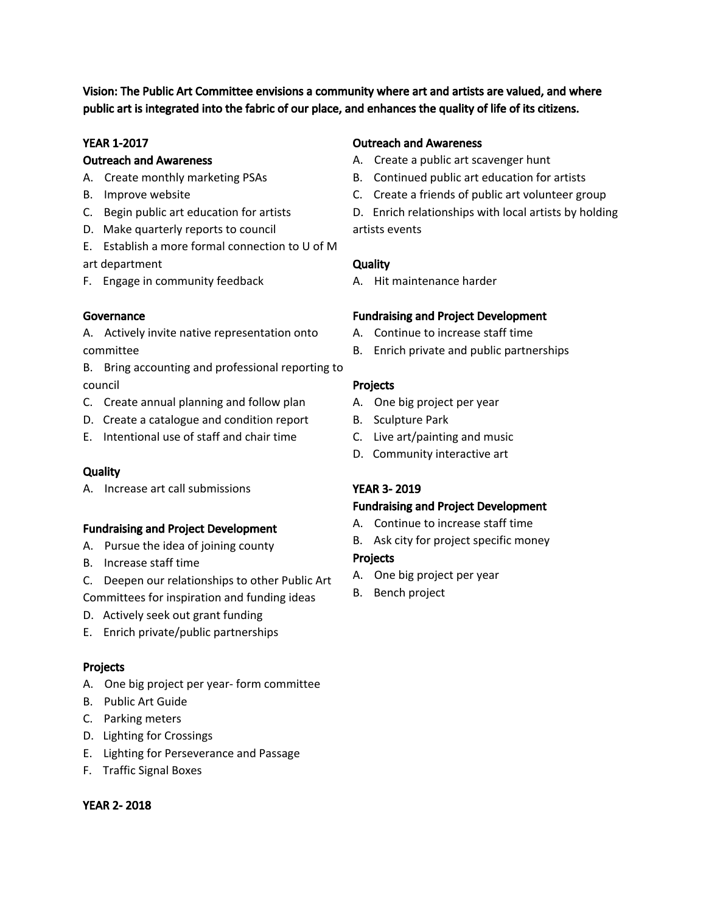**Vision: The Public Art Committee envisions a community where art and artists are valued, and where public art is integrated into the fabric of our place, and enhances the quality of life of its citizens.**

## YEAR 1-2017

### Outreach and Awareness

A. Create monthly marketing PSAs
B. Improve website
C. Begin public art education for artists
D. Make quarterly reports to council
E. Establish a more formal connection to U of M art department
F. Engage in community feedback

### Governance

A. Actively invite native representation onto committee
B. Bring accounting and professional reporting to council
C. Create annual planning and follow plan
D. Create a catalogue and condition report
E. Intentional use of staff and chair time

### Quality

A. Increase art call submissions

### Fundraising and Project Development

A. Pursue the idea of joining county
B. Increase staff time
C. Deepen our relationships to other Public Art Committees for inspiration and funding ideas
D. Actively seek out grant funding
E. Enrich private/public partnerships

### Projects

A. One big project per year- form committee
B. Public Art Guide
C. Parking meters
D. Lighting for Crossings
E. Lighting for Perseverance and Passage
F. Traffic Signal Boxes

## YEAR 2- 2018

### Outreach and Awareness

A. Create a public art scavenger hunt
B. Continued public art education for artists
C. Create a friends of public art volunteer group
D. Enrich relationships with local artists by holding artists events

### Quality

A. Hit maintenance harder

### Fundraising and Project Development

A. Continue to increase staff time
B. Enrich private and public partnerships

### Projects

A. One big project per year
B. Sculpture Park
C. Live art/painting and music
D. Community interactive art

## YEAR 3- 2019

### Fundraising and Project Development

A. Continue to increase staff time
B. Ask city for project specific money

### Projects

A. One big project per year
B. Bench project